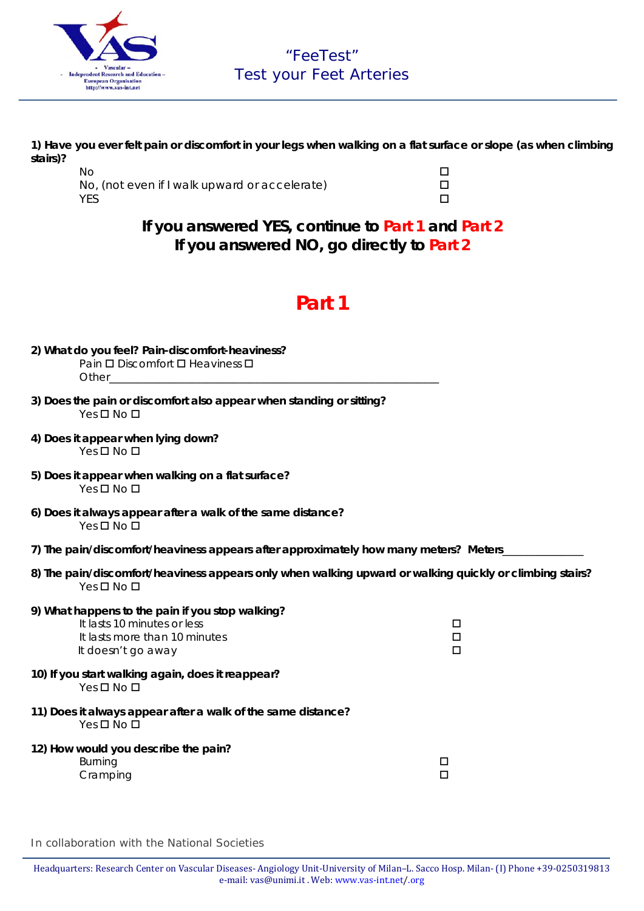# "FeeTest"
## Test your Feet Arteries

**1) Have you ever felt pain or discomfort in your legs when walking on a flat surface or slope (as when climbing stairs)?**

No ☐
No, (not even if I walk upward or accelerate) ☐
YES ☐

**If you answered YES, continue to Part 1 and Part 2**
**If you answered NO, go directly to Part 2**

# Part 1

**2) What do you feel? Pain-discomfort-heaviness?**
Pain ☐ Discomfort ☐ Heaviness ☐
Other_______________________________________________________

**3) Does the pain or discomfort also appear when standing or sitting?**
Yes ☐ No ☐

**4) Does it appear when lying down?**
Yes ☐ No ☐

**5) Does it appear when walking on a flat surface?**
Yes ☐ No ☐

**6) Does it always appear after a walk of the same distance?**
Yes ☐ No ☐

**7) The pain/discomfort/heaviness appears after approximately how many meters? Meters**______________

**8) The pain/discomfort/heaviness appears only when walking upward or walking quickly or climbing stairs?**
Yes ☐ No ☐

**9) What happens to the pain if you stop walking?**
It lasts 10 minutes or less ☐
It lasts more than 10 minutes ☐
It doesn't go away ☐

**10) If you start walking again, does it reappear?**
Yes ☐ No ☐

**11) Does it always appear after a walk of the same distance?**
Yes ☐ No ☐

**12) How would you describe the pain?**
Burning ☐
Cramping ☐

In collaboration with the National Societies

Headquarters: Research Center on Vascular Diseases- Angiology Unit-University of Milan–L. Sacco Hosp. Milan- (I) Phone +39-0250319813
e-mail: vas@unimi.it . Web: www.vas-int.net/.org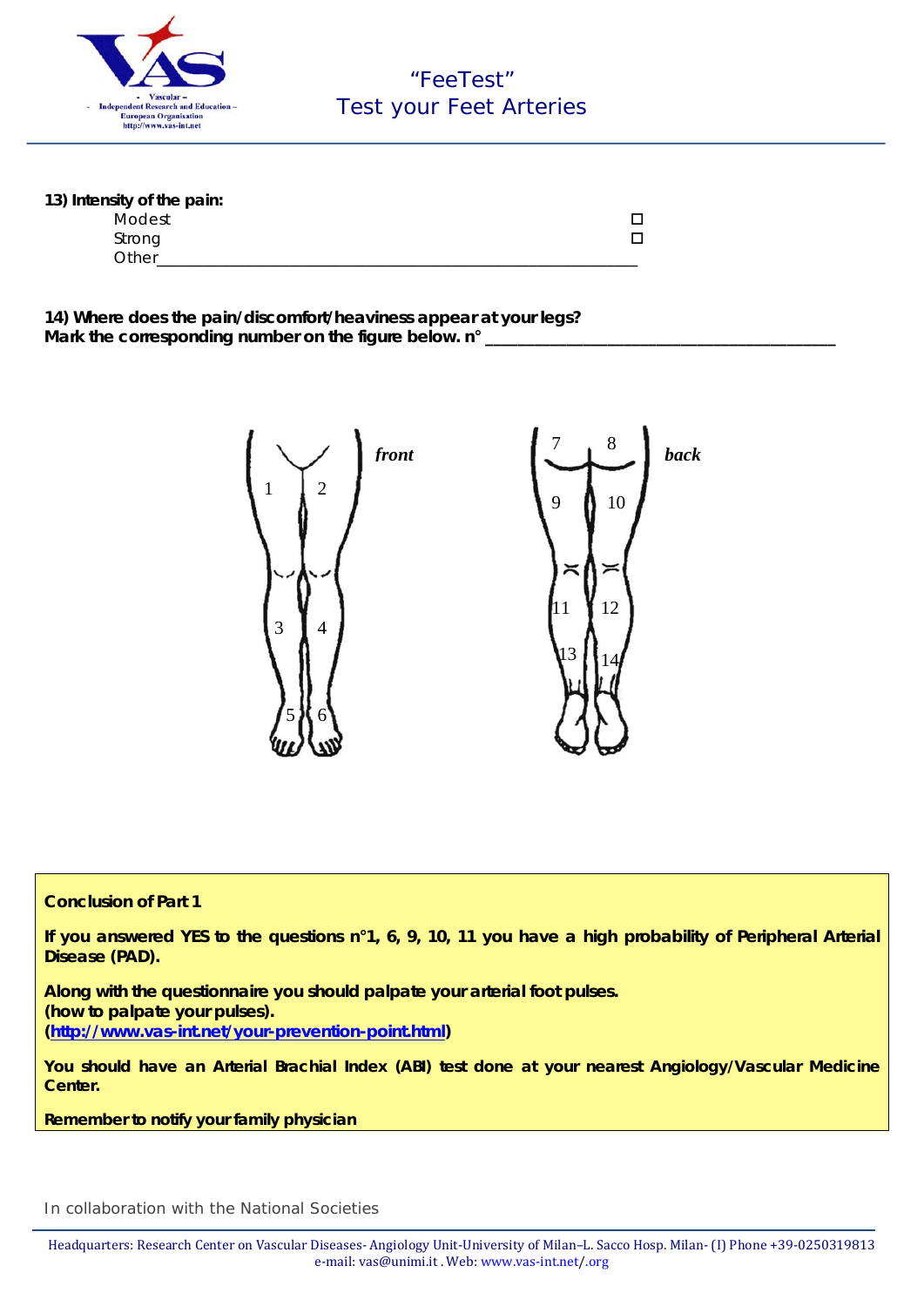**13) Intensity of the pain:**

Modest ☐

Strong ☐

Other_______________________________________________________

**14) Where does the pain/discomfort/heaviness appear at your legs?**
**Mark the corresponding number on the figure below. n° ________________________________________**

*front*

1 2

3 4

5 6

*back*

7 8

9 10

11 12

13 14

**Conclusion of Part 1**

**If you answered YES to the questions n°1, 6, 9, 10, 11 you have a high probability of Peripheral Arterial Disease (PAD).**

**Along with the questionnaire you should palpate your arterial foot pulses.**
**(how to palpate your pulses).**
**(http://www.vas-int.net/your-prevention-point.html)**

**You should have an Arterial Brachial Index (ABI) test done at your nearest Angiology/Vascular Medicine Center.**

**Remember to notify your family physician**

In collaboration with the National Societies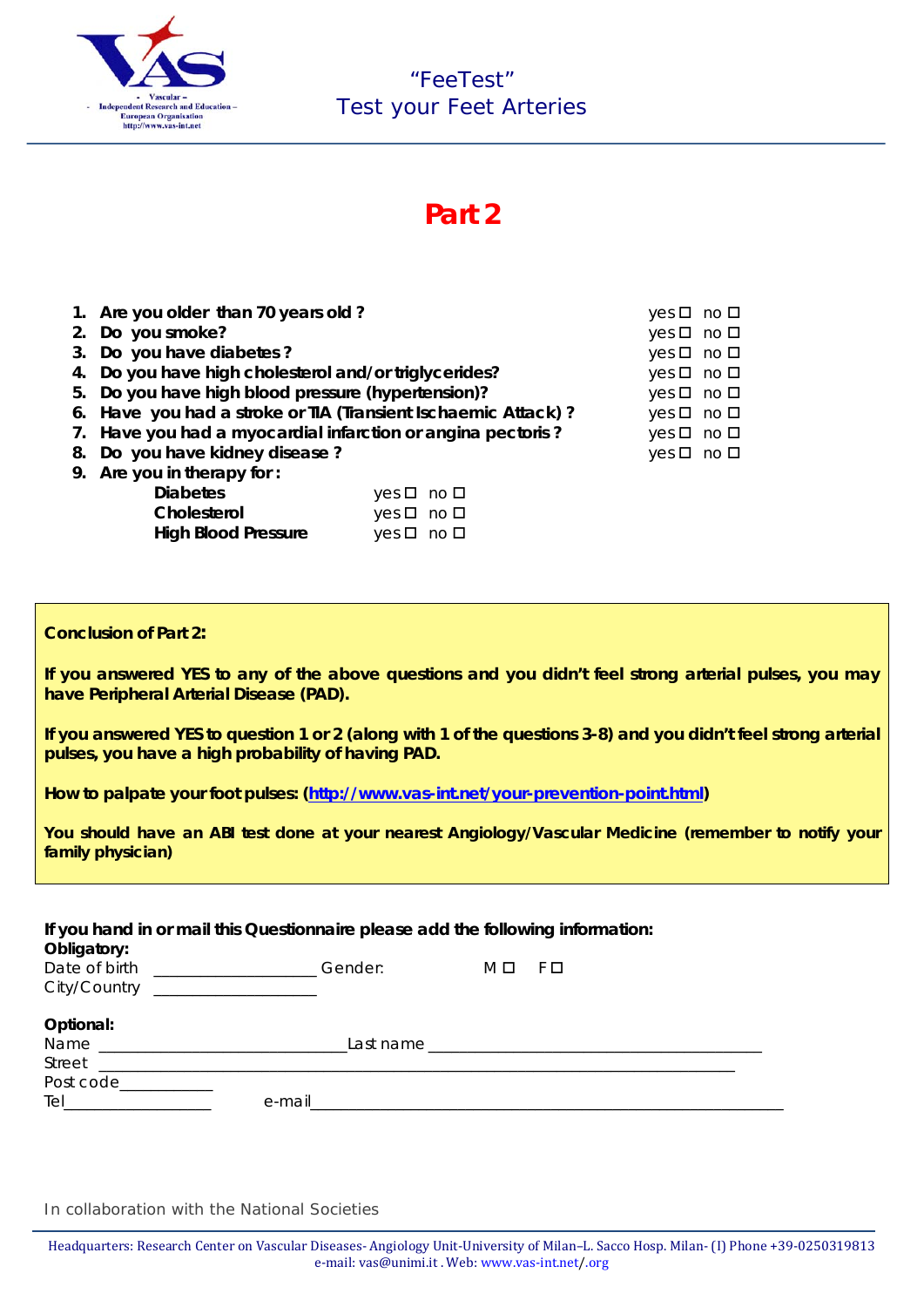"FeeTest"
Test your Feet Arteries

# Part 2

1. **Are you older than 70 years old ?** yes ☐ no ☐
2. **Do you smoke?** yes ☐ no ☐
3. **Do you have diabetes ?** yes ☐ no ☐
4. **Do you have high cholesterol and/or triglycerides?** yes ☐ no ☐
5. **Do you have high blood pressure (hypertension)?** yes ☐ no ☐
6. **Have you had a stroke or TIA (Transient Ischaemic Attack) ?** yes ☐ no ☐
7. **Have you had a myocardial infarction or angina pectoris ?** yes ☐ no ☐
8. **Do you have kidney disease ?** yes ☐ no ☐
9. **Are you in therapy for :**
   - **Diabetes** yes ☐ no ☐
   - **Cholesterol** yes ☐ no ☐
   - **High Blood Pressure** yes ☐ no ☐

**Conclusion of Part 2:**

**If you answered YES to any of the above questions and you didn't feel strong arterial pulses, you may have Peripheral Arterial Disease (PAD).**

**If you answered YES to question 1 or 2 (along with 1 of the questions 3-8) and you didn't feel strong arterial pulses, you have a high probability of having PAD.**

**How to palpate your foot pulses: (http://www.vas-int.net/your-prevention-point.html)**

**You should have an ABI test done at your nearest Angiology/Vascular Medicine (remember to notify your family physician)**

**If you hand in or mail this Questionnaire please add the following information:**

**Obligatory:**

Date of birth ____________________ Gender: M ☐ F ☐

City/Country ____________________

**Optional:**

Name ______________________________ Last name ________________________________________

Street ________________________________________________________________________________

Post code___________

Tel__________________ e-mail________________________________________________________

In collaboration with the National Societies

Headquarters: Research Center on Vascular Diseases- Angiology Unit-University of Milan–L. Sacco Hosp. Milan- (I) Phone +39-0250319813
e-mail: vas@unimi.it . Web: www.vas-int.net/.org